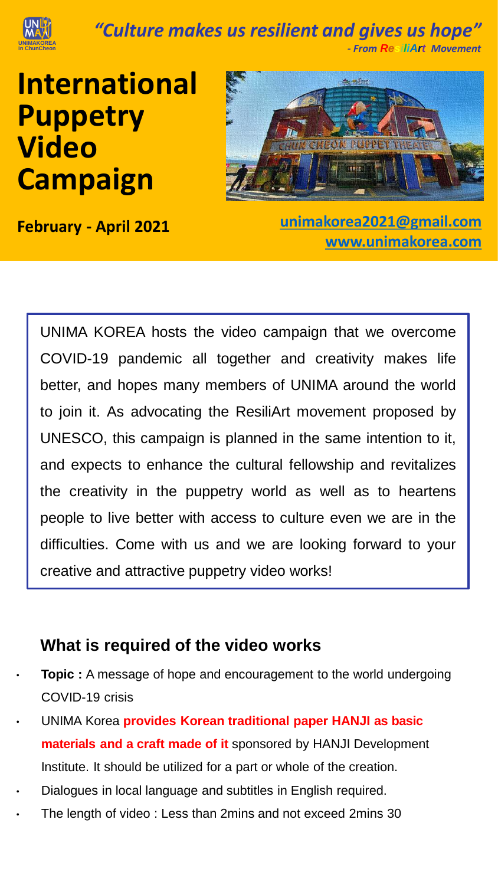*"Culture makes us resilient and gives us hope"*

*- From ResiliArt Movement*

# International Puppetry Video Campaign

**February - April 2021**

unimakorea2021@gmail.com

www.unimakorea.com

UNIMA KOREA hosts the video campaign that we overcome COVID-19 pandemic all together and creativity makes life better, and hopes many members of UNIMA around the world to join it. As advocating the ResiliArt movement proposed by UNESCO, this campaign is planned in the same intention to it, and expects to enhance the cultural fellowship and revitalizes the creativity in the puppetry world as well as to heartens people to live better with access to culture even we are in the difficulties. Come with us and we are looking forward to your creative and attractive puppetry video works!

## What is required of the video works

- **Topic :** A message of hope and encouragement to the world undergoing COVID-19 crisis
- UNIMA Korea **provides Korean traditional paper HANJI as basic materials and a craft made of it** sponsored by HANJI Development Institute. It should be utilized for a part or whole of the creation.
- Dialogues in local language and subtitles in English required.
- The length of video : Less than 2mins and not exceed 2mins 30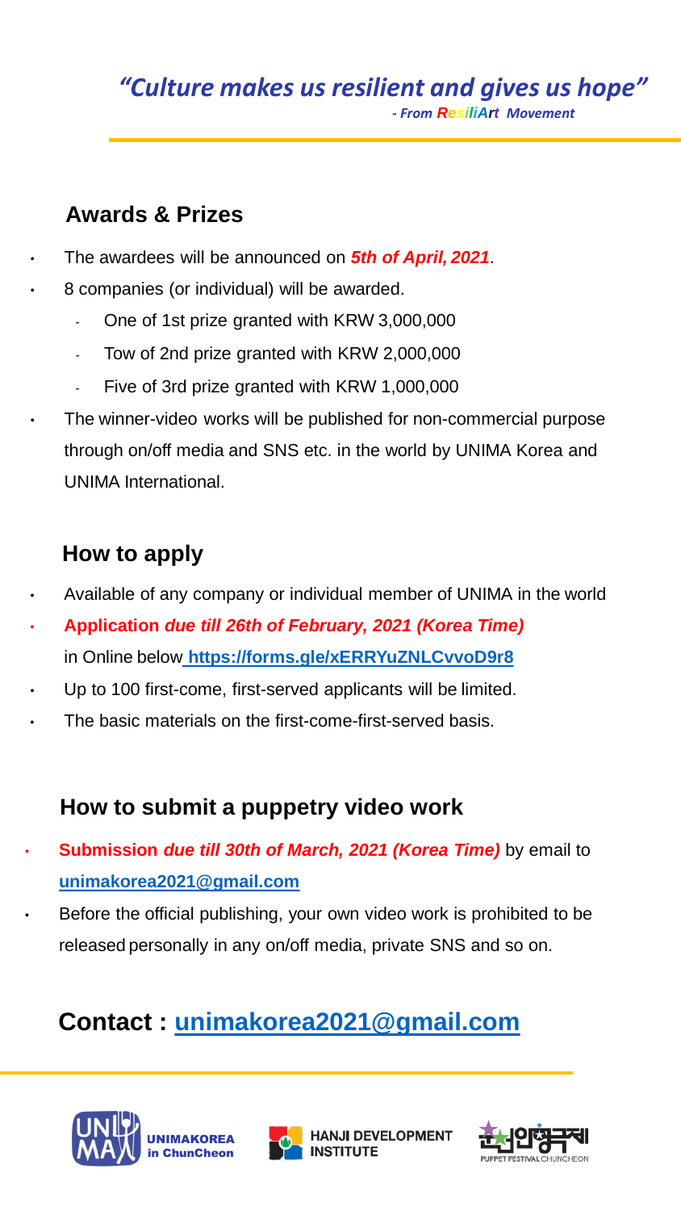*"Culture makes us resilient and gives us hope"*

*- From ResiliArt Movement*

## Awards & Prizes

- The awardees will be announced on ***5th of April, 2021***.
- 8 companies (or individual) will be awarded.
  - One of 1st prize granted with KRW 3,000,000
  - Tow of 2nd prize granted with KRW 2,000,000
  - Five of 3rd prize granted with KRW 1,000,000
- The winner-video works will be published for non-commercial purpose through on/off media and SNS etc. in the world by UNIMA Korea and UNIMA International.

## How to apply

- Available of any company or individual member of UNIMA in the world
- **Application *due till 26th of February, 2021 (Korea Time)*** in Online below **https://forms.gle/xERRYuZNLCvvoD9r8**
- Up to 100 first-come, first-served applicants will be limited.
- The basic materials on the first-come-first-served basis.

## How to submit a puppetry video work

- **Submission *due till 30th of March, 2021 (Korea Time)*** by email to **unimakorea2021@gmail.com**
- Before the official publishing, your own video work is prohibited to be released personally in any on/off media, private SNS and so on.

## Contact : unimakorea2021@gmail.com

UNIMAKOREA in ChunCheon

HANJI DEVELOPMENT INSTITUTE

PUPPET FESTIVAL CHUNCHEON